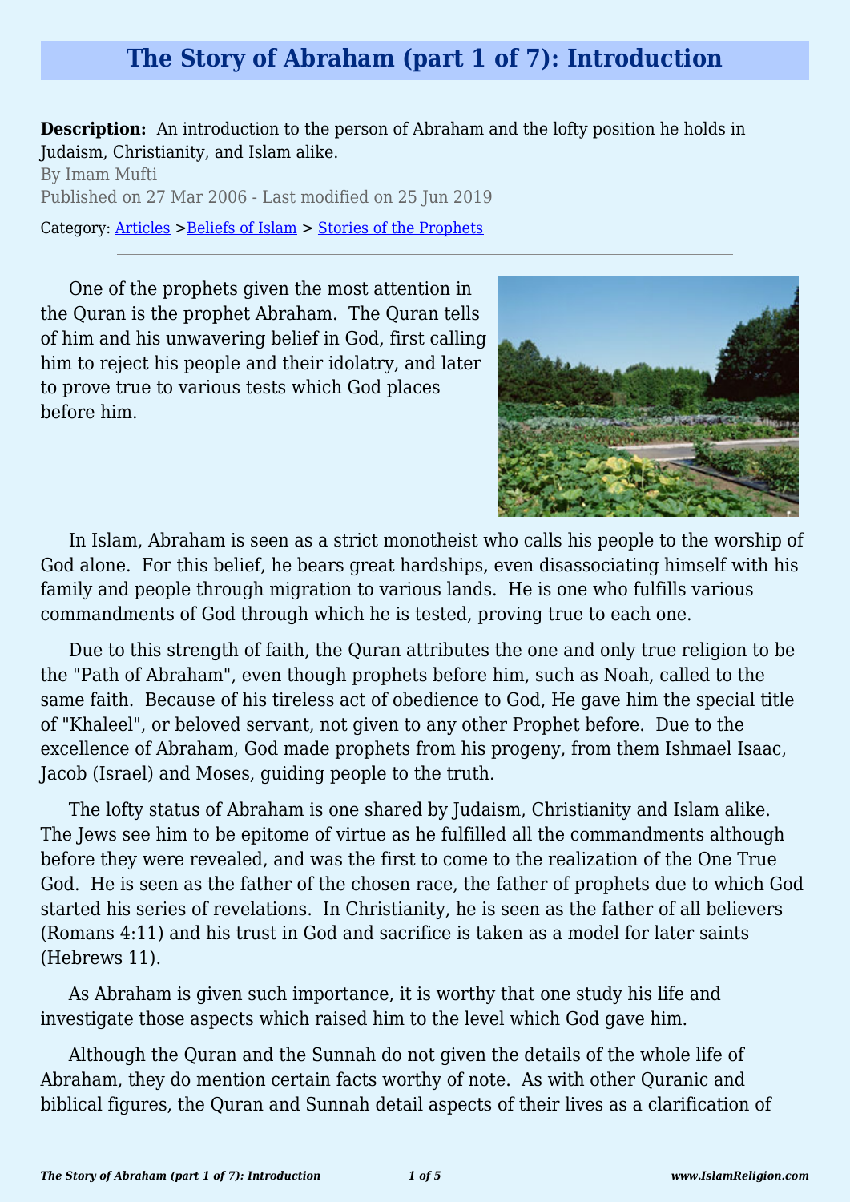# The Story of Abraham (part 1 of 7): Introduction

**Description:** An introduction to the person of Abraham and the lofty position he holds in Judaism, Christianity, and Islam alike.

By Imam Mufti

Published on 27 Mar 2006 - Last modified on 25 Jun 2019

Category: Articles >Beliefs of Islam > Stories of the Prophets

---

One of the prophets given the most attention in the Quran is the prophet Abraham. The Quran tells of him and his unwavering belief in God, first calling him to reject his people and their idolatry, and later to prove true to various tests which God places before him.

In Islam, Abraham is seen as a strict monotheist who calls his people to the worship of God alone. For this belief, he bears great hardships, even disassociating himself with his family and people through migration to various lands. He is one who fulfills various commandments of God through which he is tested, proving true to each one.

Due to this strength of faith, the Quran attributes the one and only true religion to be the "Path of Abraham", even though prophets before him, such as Noah, called to the same faith. Because of his tireless act of obedience to God, He gave him the special title of "Khaleel", or beloved servant, not given to any other Prophet before. Due to the excellence of Abraham, God made prophets from his progeny, from them Ishmael Isaac, Jacob (Israel) and Moses, guiding people to the truth.

The lofty status of Abraham is one shared by Judaism, Christianity and Islam alike. The Jews see him to be epitome of virtue as he fulfilled all the commandments although before they were revealed, and was the first to come to the realization of the One True God. He is seen as the father of the chosen race, the father of prophets due to which God started his series of revelations. In Christianity, he is seen as the father of all believers (Romans 4:11) and his trust in God and sacrifice is taken as a model for later saints (Hebrews 11).

As Abraham is given such importance, it is worthy that one study his life and investigate those aspects which raised him to the level which God gave him.

Although the Quran and the Sunnah do not given the details of the whole life of Abraham, they do mention certain facts worthy of note. As with other Quranic and biblical figures, the Quran and Sunnah detail aspects of their lives as a clarification of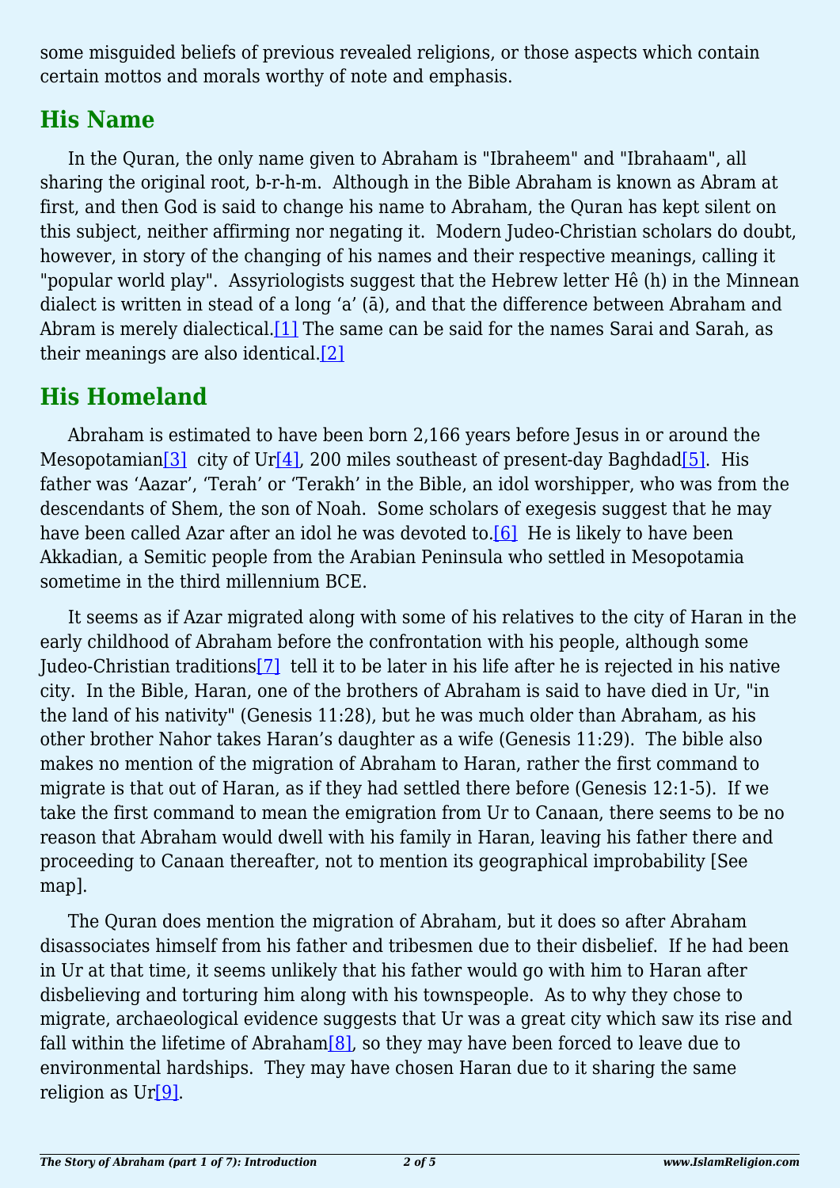some misguided beliefs of previous revealed religions, or those aspects which contain certain mottos and morals worthy of note and emphasis.

## His Name

In the Quran, the only name given to Abraham is "Ibraheem" and "Ibrahaam", all sharing the original root, b-r-h-m. Although in the Bible Abraham is known as Abram at first, and then God is said to change his name to Abraham, the Quran has kept silent on this subject, neither affirming nor negating it. Modern Judeo-Christian scholars do doubt, however, in story of the changing of his names and their respective meanings, calling it "popular world play". Assyriologists suggest that the Hebrew letter Hê (h) in the Minnean dialect is written in stead of a long 'a' (ā), and that the difference between Abraham and Abram is merely dialectical.[1] The same can be said for the names Sarai and Sarah, as their meanings are also identical.[2]

## His Homeland

Abraham is estimated to have been born 2,166 years before Jesus in or around the Mesopotamian[3] city of Ur[4], 200 miles southeast of present-day Baghdad[5]. His father was 'Aazar', 'Terah' or 'Terakh' in the Bible, an idol worshipper, who was from the descendants of Shem, the son of Noah. Some scholars of exegesis suggest that he may have been called Azar after an idol he was devoted to.[6] He is likely to have been Akkadian, a Semitic people from the Arabian Peninsula who settled in Mesopotamia sometime in the third millennium BCE.

It seems as if Azar migrated along with some of his relatives to the city of Haran in the early childhood of Abraham before the confrontation with his people, although some Judeo-Christian traditions[7] tell it to be later in his life after he is rejected in his native city. In the Bible, Haran, one of the brothers of Abraham is said to have died in Ur, "in the land of his nativity" (Genesis 11:28), but he was much older than Abraham, as his other brother Nahor takes Haran's daughter as a wife (Genesis 11:29). The bible also makes no mention of the migration of Abraham to Haran, rather the first command to migrate is that out of Haran, as if they had settled there before (Genesis 12:1-5). If we take the first command to mean the emigration from Ur to Canaan, there seems to be no reason that Abraham would dwell with his family in Haran, leaving his father there and proceeding to Canaan thereafter, not to mention its geographical improbability [See map].

The Quran does mention the migration of Abraham, but it does so after Abraham disassociates himself from his father and tribesmen due to their disbelief. If he had been in Ur at that time, it seems unlikely that his father would go with him to Haran after disbelieving and torturing him along with his townspeople. As to why they chose to migrate, archaeological evidence suggests that Ur was a great city which saw its rise and fall within the lifetime of Abraham[8], so they may have been forced to leave due to environmental hardships. They may have chosen Haran due to it sharing the same religion as Ur[9].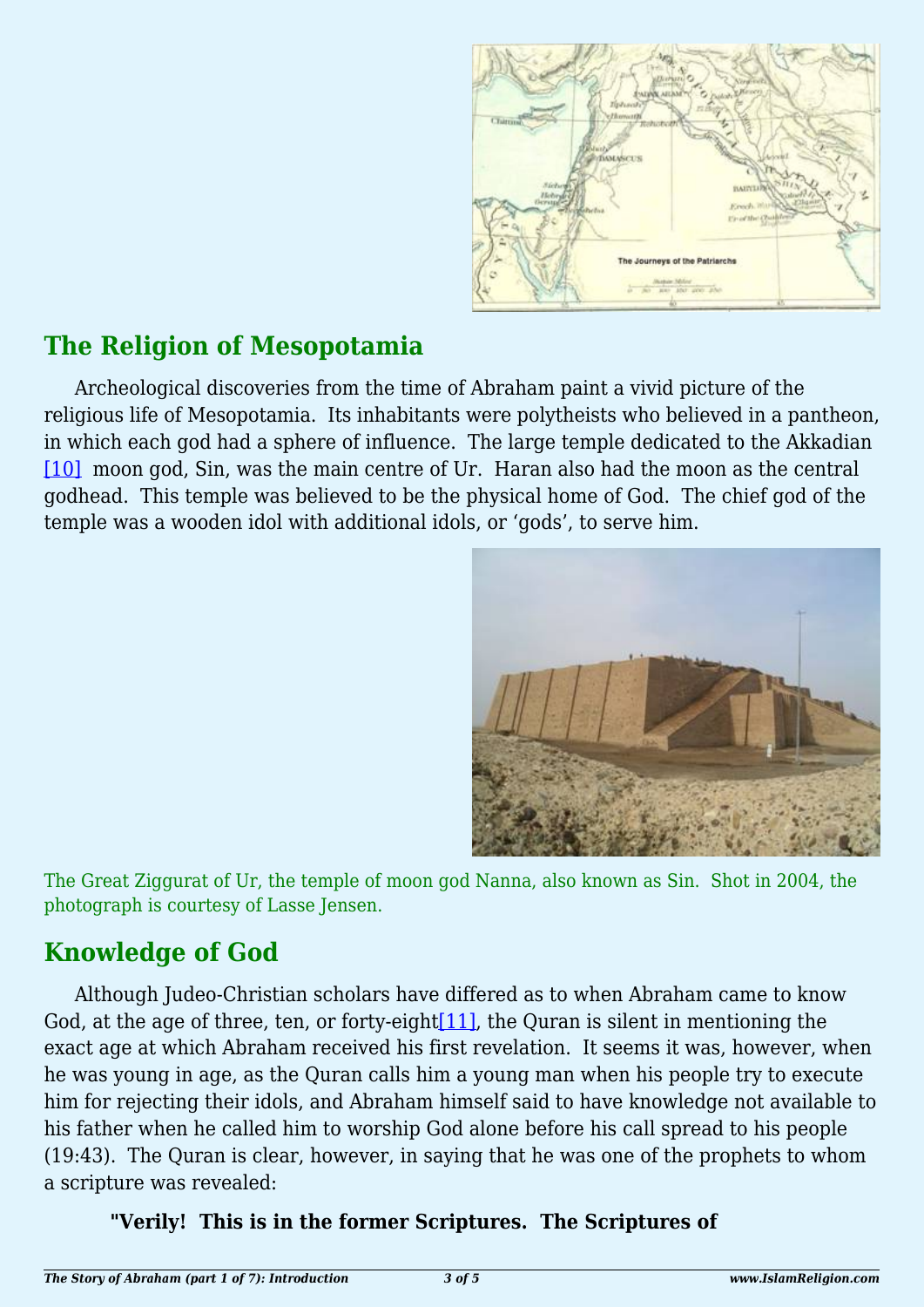## The Religion of Mesopotamia

Archeological discoveries from the time of Abraham paint a vivid picture of the religious life of Mesopotamia. Its inhabitants were polytheists who believed in a pantheon, in which each god had a sphere of influence. The large temple dedicated to the Akkadian [10] moon god, Sin, was the main centre of Ur. Haran also had the moon as the central godhead. This temple was believed to be the physical home of God. The chief god of the temple was a wooden idol with additional idols, or 'gods', to serve him.

The Great Ziggurat of Ur, the temple of moon god Nanna, also known as Sin. Shot in 2004, the photograph is courtesy of Lasse Jensen.

## Knowledge of God

Although Judeo-Christian scholars have differed as to when Abraham came to know God, at the age of three, ten, or forty-eight[11], the Quran is silent in mentioning the exact age at which Abraham received his first revelation. It seems it was, however, when he was young in age, as the Quran calls him a young man when his people try to execute him for rejecting their idols, and Abraham himself said to have knowledge not available to his father when he called him to worship God alone before his call spread to his people (19:43). The Quran is clear, however, in saying that he was one of the prophets to whom a scripture was revealed:

> **"Verily! This is in the former Scriptures. The Scriptures of**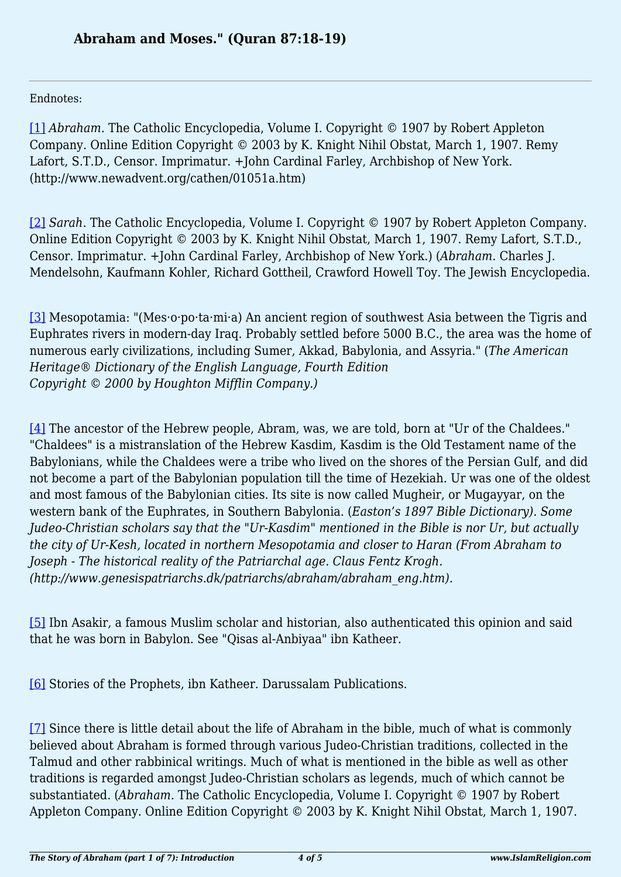**Abraham and Moses." (Quran 87:18-19)**

---

Endnotes:

[1] *Abraham*. The Catholic Encyclopedia, Volume I. Copyright © 1907 by Robert Appleton Company. Online Edition Copyright © 2003 by K. Knight Nihil Obstat, March 1, 1907. Remy Lafort, S.T.D., Censor. Imprimatur. +John Cardinal Farley, Archbishop of New York. (http://www.newadvent.org/cathen/01051a.htm)

[2] *Sarah*. The Catholic Encyclopedia, Volume I. Copyright © 1907 by Robert Appleton Company. Online Edition Copyright © 2003 by K. Knight Nihil Obstat, March 1, 1907. Remy Lafort, S.T.D., Censor. Imprimatur. +John Cardinal Farley, Archbishop of New York.) (*Abraham*. Charles J. Mendelsohn, Kaufmann Kohler, Richard Gottheil, Crawford Howell Toy. The Jewish Encyclopedia.

[3] Mesopotamia: "(Mes·o·po·ta·mi·a) An ancient region of southwest Asia between the Tigris and Euphrates rivers in modern-day Iraq. Probably settled before 5000 B.C., the area was the home of numerous early civilizations, including Sumer, Akkad, Babylonia, and Assyria." (*The American Heritage® Dictionary of the English Language, Fourth Edition Copyright © 2000 by Houghton Mifflin Company.)*

[4] The ancestor of the Hebrew people, Abram, was, we are told, born at "Ur of the Chaldees." "Chaldees" is a mistranslation of the Hebrew Kasdim, Kasdim is the Old Testament name of the Babylonians, while the Chaldees were a tribe who lived on the shores of the Persian Gulf, and did not become a part of the Babylonian population till the time of Hezekiah. Ur was one of the oldest and most famous of the Babylonian cities. Its site is now called Mugheir, or Mugayyar, on the western bank of the Euphrates, in Southern Babylonia. (*Easton's 1897 Bible Dictionary). Some Judeo-Christian scholars say that the "Ur-Kasdim" mentioned in the Bible is nor Ur, but actually the city of Ur-Kesh, located in northern Mesopotamia and closer to Haran (From Abraham to Joseph - The historical reality of the Patriarchal age. Claus Fentz Krogh. (http://www.genesispatriarchs.dk/patriarchs/abraham/abraham_eng.htm).*

[5] Ibn Asakir, a famous Muslim scholar and historian, also authenticated this opinion and said that he was born in Babylon. See "Qisas al-Anbiyaa" ibn Katheer.

[6] Stories of the Prophets, ibn Katheer. Darussalam Publications.

[7] Since there is little detail about the life of Abraham in the bible, much of what is commonly believed about Abraham is formed through various Judeo-Christian traditions, collected in the Talmud and other rabbinical writings. Much of what is mentioned in the bible as well as other traditions is regarded amongst Judeo-Christian scholars as legends, much of which cannot be substantiated. (*Abraham*. The Catholic Encyclopedia, Volume I. Copyright © 1907 by Robert Appleton Company. Online Edition Copyright © 2003 by K. Knight Nihil Obstat, March 1, 1907.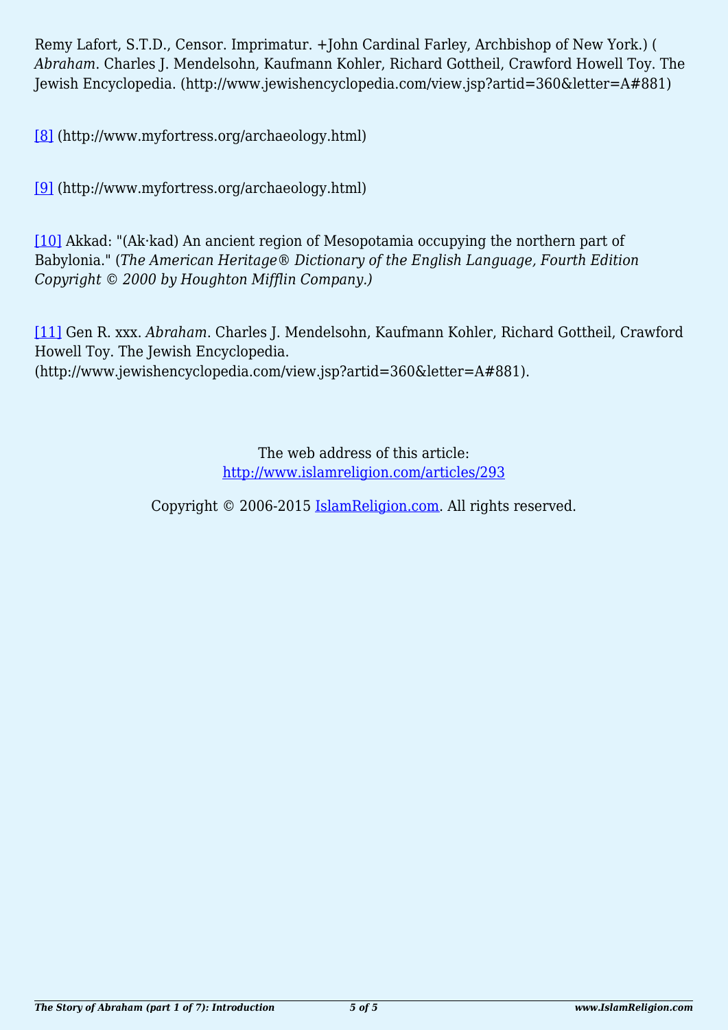Remy Lafort, S.T.D., Censor. Imprimatur. +John Cardinal Farley, Archbishop of New York.) ( *Abraham*. Charles J. Mendelsohn, Kaufmann Kohler, Richard Gottheil, Crawford Howell Toy. The Jewish Encyclopedia. (http://www.jewishencyclopedia.com/view.jsp?artid=360&letter=A#881)

[8] (http://www.myfortress.org/archaeology.html)

[9] (http://www.myfortress.org/archaeology.html)

[10] Akkad: "(Ak·kad) An ancient region of Mesopotamia occupying the northern part of Babylonia." (*The American Heritage® Dictionary of the English Language, Fourth Edition Copyright © 2000 by Houghton Mifflin Company.)*

[11] Gen R. xxx. *Abraham*. Charles J. Mendelsohn, Kaufmann Kohler, Richard Gottheil, Crawford Howell Toy. The Jewish Encyclopedia. (http://www.jewishencyclopedia.com/view.jsp?artid=360&letter=A#881).

The web address of this article:
http://www.islamreligion.com/articles/293

Copyright © 2006-2015 IslamReligion.com. All rights reserved.